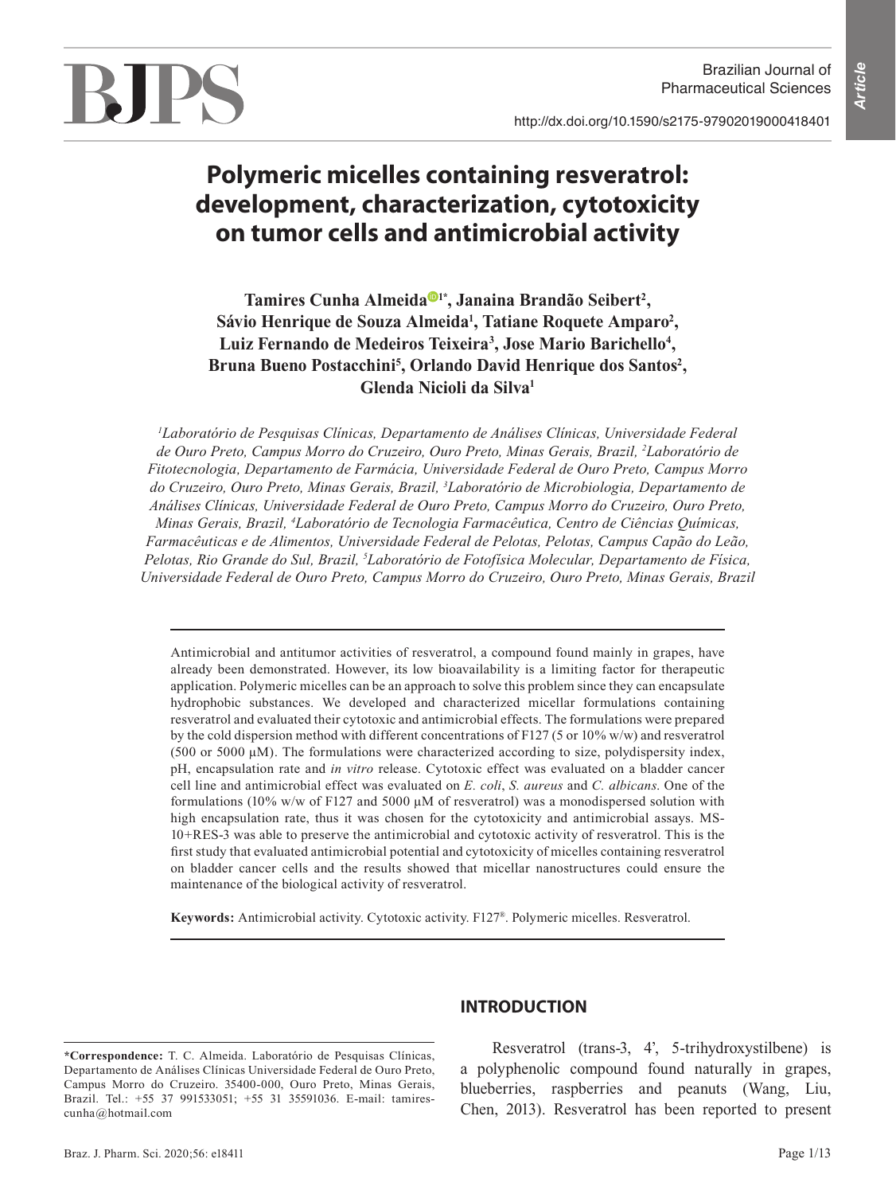# Polymeric micelles containing resveratrol: development, characterization, cytotoxicity on tumor cells and antimicrobial activity

**Tamires Cunha Almeida[1*], Janaina Brandão Seibert[2], Sávio Henrique de Souza Almeida[1], Tatiane Roquete Amparo[2], Luiz Fernando de Medeiros Teixeira[3], Jose Mario Barichello[4], Bruna Bueno Postacchini[5], Orlando David Henrique dos Santos[2], Glenda Nicioli da Silva[1]**

*[1]Laboratório de Pesquisas Clínicas, Departamento de Análises Clínicas, Universidade Federal de Ouro Preto, Campus Morro do Cruzeiro, Ouro Preto, Minas Gerais, Brazil, [2]Laboratório de Fitotecnologia, Departamento de Farmácia, Universidade Federal de Ouro Preto, Campus Morro do Cruzeiro, Ouro Preto, Minas Gerais, Brazil, [3]Laboratório de Microbiologia, Departamento de Análises Clínicas, Universidade Federal de Ouro Preto, Campus Morro do Cruzeiro, Ouro Preto, Minas Gerais, Brazil, [4]Laboratório de Tecnologia Farmacêutica, Centro de Ciências Químicas, Farmacêuticas e de Alimentos, Universidade Federal de Pelotas, Pelotas, Campus Capão do Leão, Pelotas, Rio Grande do Sul, Brazil, [5]Laboratório de Fotofísica Molecular, Departamento de Física, Universidade Federal de Ouro Preto, Campus Morro do Cruzeiro, Ouro Preto, Minas Gerais, Brazil*

Antimicrobial and antitumor activities of resveratrol, a compound found mainly in grapes, have already been demonstrated. However, its low bioavailability is a limiting factor for therapeutic application. Polymeric micelles can be an approach to solve this problem since they can encapsulate hydrophobic substances. We developed and characterized micellar formulations containing resveratrol and evaluated their cytotoxic and antimicrobial effects. The formulations were prepared by the cold dispersion method with different concentrations of F127 (5 or 10% w/w) and resveratrol (500 or 5000 µM). The formulations were characterized according to size, polydispersity index, pH, encapsulation rate and *in vitro* release. Cytotoxic effect was evaluated on a bladder cancer cell line and antimicrobial effect was evaluated on *E. coli*, *S. aureus* and *C. albicans*. One of the formulations (10% w/w of F127 and 5000 µM of resveratrol) was a monodispersed solution with high encapsulation rate, thus it was chosen for the cytotoxicity and antimicrobial assays. MS-10+RES-3 was able to preserve the antimicrobial and cytotoxic activity of resveratrol. This is the first study that evaluated antimicrobial potential and cytotoxicity of micelles containing resveratrol on bladder cancer cells and the results showed that micellar nanostructures could ensure the maintenance of the biological activity of resveratrol.

**Keywords:** Antimicrobial activity. Cytotoxic activity. F127®. Polymeric micelles. Resveratrol.

## INTRODUCTION

Resveratrol (trans-3, 4', 5-trihydroxystilbene) is a polyphenolic compound found naturally in grapes, blueberries, raspberries and peanuts (Wang, Liu, Chen, 2013). Resveratrol has been reported to present

**\*Correspondence:** T. C. Almeida. Laboratório de Pesquisas Clínicas, Departamento de Análises Clínicas Universidade Federal de Ouro Preto, Campus Morro do Cruzeiro. 35400-000, Ouro Preto, Minas Gerais, Brazil. Tel.: +55 37 991533051; +55 31 35591036. E-mail: tamires-cunha@hotmail.com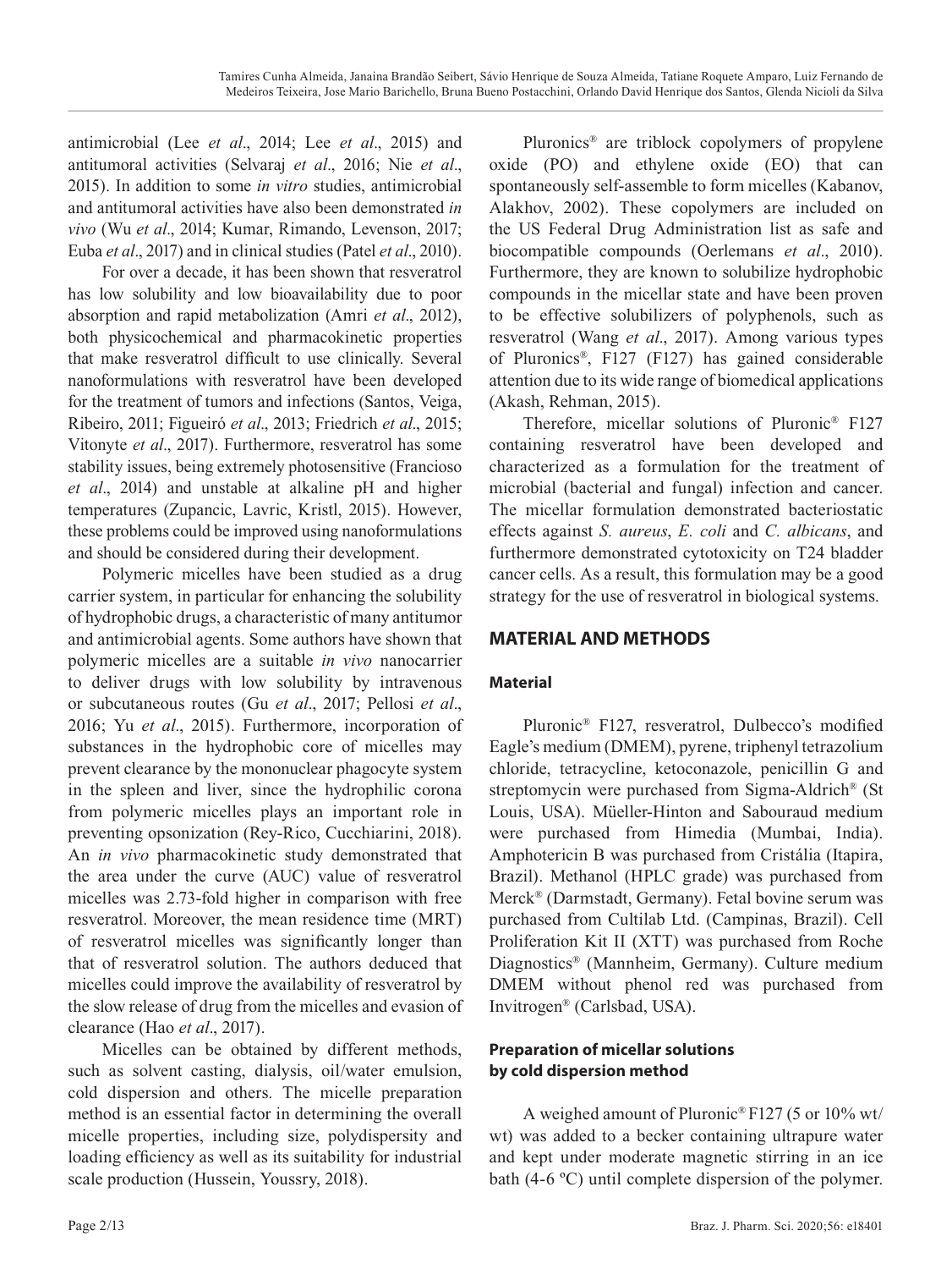antimicrobial (Lee *et al*., 2014; Lee *et al*., 2015) and antitumoral activities (Selvaraj *et al*., 2016; Nie *et al*., 2015). In addition to some *in vitro* studies, antimicrobial and antitumoral activities have also been demonstrated *in vivo* (Wu *et al*., 2014; Kumar, Rimando, Levenson, 2017; Euba *et al*., 2017) and in clinical studies (Patel *et al*., 2010).

For over a decade, it has been shown that resveratrol has low solubility and low bioavailability due to poor absorption and rapid metabolization (Amri *et al*., 2012), both physicochemical and pharmacokinetic properties that make resveratrol difficult to use clinically. Several nanoformulations with resveratrol have been developed for the treatment of tumors and infections (Santos, Veiga, Ribeiro, 2011; Figueiró *et al*., 2013; Friedrich *et al*., 2015; Vitonyte *et al*., 2017). Furthermore, resveratrol has some stability issues, being extremely photosensitive (Francioso *et al*., 2014) and unstable at alkaline pH and higher temperatures (Zupancic, Lavric, Kristl, 2015). However, these problems could be improved using nanoformulations and should be considered during their development.

Polymeric micelles have been studied as a drug carrier system, in particular for enhancing the solubility of hydrophobic drugs, a characteristic of many antitumor and antimicrobial agents. Some authors have shown that polymeric micelles are a suitable *in vivo* nanocarrier to deliver drugs with low solubility by intravenous or subcutaneous routes (Gu *et al*., 2017; Pellosi *et al*., 2016; Yu *et al*., 2015). Furthermore, incorporation of substances in the hydrophobic core of micelles may prevent clearance by the mononuclear phagocyte system in the spleen and liver, since the hydrophilic corona from polymeric micelles plays an important role in preventing opsonization (Rey-Rico, Cucchiarini, 2018). An *in vivo* pharmacokinetic study demonstrated that the area under the curve (AUC) value of resveratrol micelles was 2.73-fold higher in comparison with free resveratrol. Moreover, the mean residence time (MRT) of resveratrol micelles was significantly longer than that of resveratrol solution. The authors deduced that micelles could improve the availability of resveratrol by the slow release of drug from the micelles and evasion of clearance (Hao *et al*., 2017).

Micelles can be obtained by different methods, such as solvent casting, dialysis, oil/water emulsion, cold dispersion and others. The micelle preparation method is an essential factor in determining the overall micelle properties, including size, polydispersity and loading efficiency as well as its suitability for industrial scale production (Hussein, Youssry, 2018).

Pluronics® are triblock copolymers of propylene oxide (PO) and ethylene oxide (EO) that can spontaneously self-assemble to form micelles (Kabanov, Alakhov, 2002). These copolymers are included on the US Federal Drug Administration list as safe and biocompatible compounds (Oerlemans *et al*., 2010). Furthermore, they are known to solubilize hydrophobic compounds in the micellar state and have been proven to be effective solubilizers of polyphenols, such as resveratrol (Wang *et al*., 2017). Among various types of Pluronics®, F127 (F127) has gained considerable attention due to its wide range of biomedical applications (Akash, Rehman, 2015).

Therefore, micellar solutions of Pluronic® F127 containing resveratrol have been developed and characterized as a formulation for the treatment of microbial (bacterial and fungal) infection and cancer. The micellar formulation demonstrated bacteriostatic effects against *S. aureus*, *E. coli* and *C. albicans*, and furthermore demonstrated cytotoxicity on T24 bladder cancer cells. As a result, this formulation may be a good strategy for the use of resveratrol in biological systems.

## MATERIAL AND METHODS

### Material

Pluronic® F127, resveratrol, Dulbecco's modified Eagle's medium (DMEM), pyrene, triphenyl tetrazolium chloride, tetracycline, ketoconazole, penicillin G and streptomycin were purchased from Sigma-Aldrich® (St Louis, USA). Müeller-Hinton and Sabouraud medium were purchased from Himedia (Mumbai, India). Amphotericin B was purchased from Cristália (Itapira, Brazil). Methanol (HPLC grade) was purchased from Merck® (Darmstadt, Germany). Fetal bovine serum was purchased from Cultilab Ltd. (Campinas, Brazil). Cell Proliferation Kit II (XTT) was purchased from Roche Diagnostics® (Mannheim, Germany). Culture medium DMEM without phenol red was purchased from Invitrogen® (Carlsbad, USA).

### Preparation of micellar solutions by cold dispersion method

A weighed amount of Pluronic® F127 (5 or 10% wt/wt) was added to a becker containing ultrapure water and kept under moderate magnetic stirring in an ice bath (4-6 ºC) until complete dispersion of the polymer.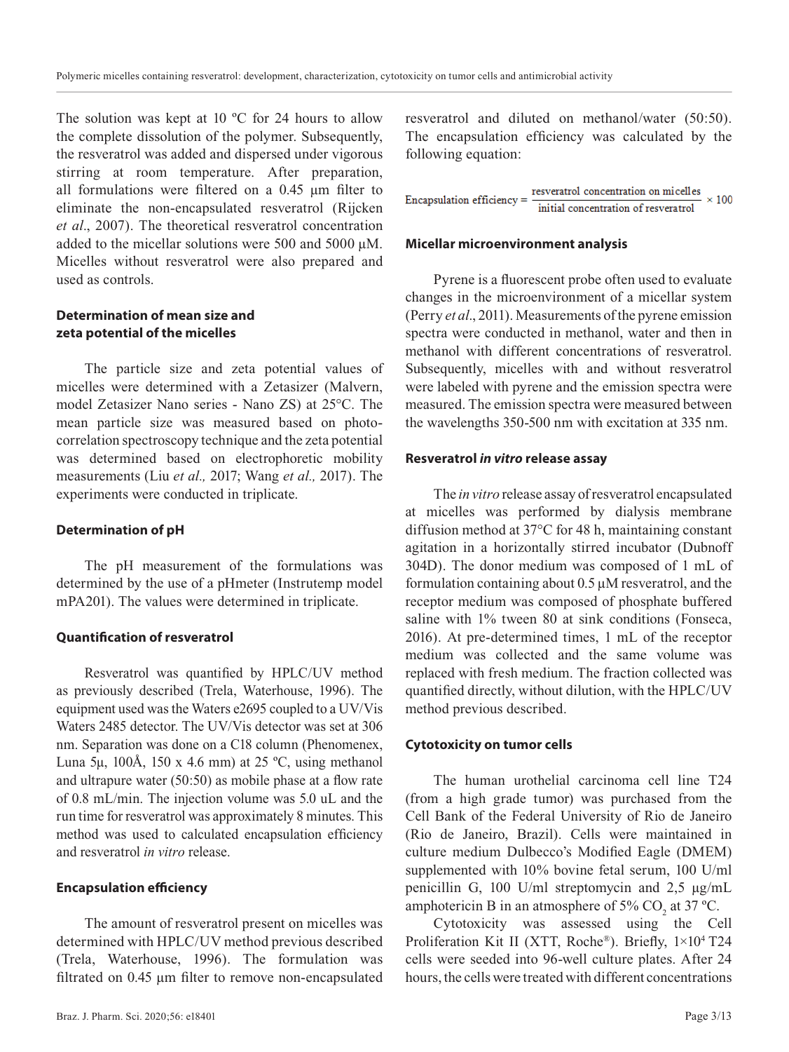The solution was kept at 10 ºC for 24 hours to allow the complete dissolution of the polymer. Subsequently, the resveratrol was added and dispersed under vigorous stirring at room temperature. After preparation, all formulations were filtered on a 0.45 µm filter to eliminate the non-encapsulated resveratrol (Rijcken *et al*., 2007). The theoretical resveratrol concentration added to the micellar solutions were 500 and 5000 µM. Micelles without resveratrol were also prepared and used as controls.

### Determination of mean size and zeta potential of the micelles

The particle size and zeta potential values of micelles were determined with a Zetasizer (Malvern, model Zetasizer Nano series - Nano ZS) at 25°C. The mean particle size was measured based on photocorrelation spectroscopy technique and the zeta potential was determined based on electrophoretic mobility measurements (Liu *et al.,* 2017; Wang *et al.,* 2017). The experiments were conducted in triplicate.

### Determination of pH

The pH measurement of the formulations was determined by the use of a pHmeter (Instrutemp model mPA201). The values were determined in triplicate.

### Quantification of resveratrol

Resveratrol was quantified by HPLC/UV method as previously described (Trela, Waterhouse, 1996). The equipment used was the Waters e2695 coupled to a UV/Vis Waters 2485 detector. The UV/Vis detector was set at 306 nm. Separation was done on a C18 column (Phenomenex, Luna 5µ, 100Å, 150 x 4.6 mm) at 25 ºC, using methanol and ultrapure water (50:50) as mobile phase at a flow rate of 0.8 mL/min. The injection volume was 5.0 uL and the run time for resveratrol was approximately 8 minutes. This method was used to calculated encapsulation efficiency and resveratrol *in vitro* release.

### Encapsulation efficiency

The amount of resveratrol present on micelles was determined with HPLC/UV method previous described (Trela, Waterhouse, 1996). The formulation was filtrated on 0.45 µm filter to remove non-encapsulated resveratrol and diluted on methanol/water (50:50). The encapsulation efficiency was calculated by the following equation:

$$\text{Encapsulation efficiency} = \frac{\text{resveratrol concentration on micelles}}{\text{initial concentration of resveratrol}} \times 100$$

### Micellar microenvironment analysis

Pyrene is a fluorescent probe often used to evaluate changes in the microenvironment of a micellar system (Perry *et al*., 2011). Measurements of the pyrene emission spectra were conducted in methanol, water and then in methanol with different concentrations of resveratrol. Subsequently, micelles with and without resveratrol were labeled with pyrene and the emission spectra were measured. The emission spectra were measured between the wavelengths 350-500 nm with excitation at 335 nm.

### Resveratrol *in vitro* release assay

The *in vitro* release assay of resveratrol encapsulated at micelles was performed by dialysis membrane diffusion method at 37°C for 48 h, maintaining constant agitation in a horizontally stirred incubator (Dubnoff 304D). The donor medium was composed of 1 mL of formulation containing about 0.5 µM resveratrol, and the receptor medium was composed of phosphate buffered saline with 1% tween 80 at sink conditions (Fonseca, 2016). At pre-determined times, 1 mL of the receptor medium was collected and the same volume was replaced with fresh medium. The fraction collected was quantified directly, without dilution, with the HPLC/UV method previous described.

### Cytotoxicity on tumor cells

The human urothelial carcinoma cell line T24 (from a high grade tumor) was purchased from the Cell Bank of the Federal University of Rio de Janeiro (Rio de Janeiro, Brazil). Cells were maintained in culture medium Dulbecco's Modified Eagle (DMEM) supplemented with 10% bovine fetal serum, 100 U/ml penicillin G, 100 U/ml streptomycin and 2,5 µg/mL amphotericin B in an atmosphere of 5% $CO_2$ at 37 ºC.

Cytotoxicity was assessed using the Cell Proliferation Kit II (XTT, Roche®). Briefly, $1{\times}10^4$ T24 cells were seeded into 96-well culture plates. After 24 hours, the cells were treated with different concentrations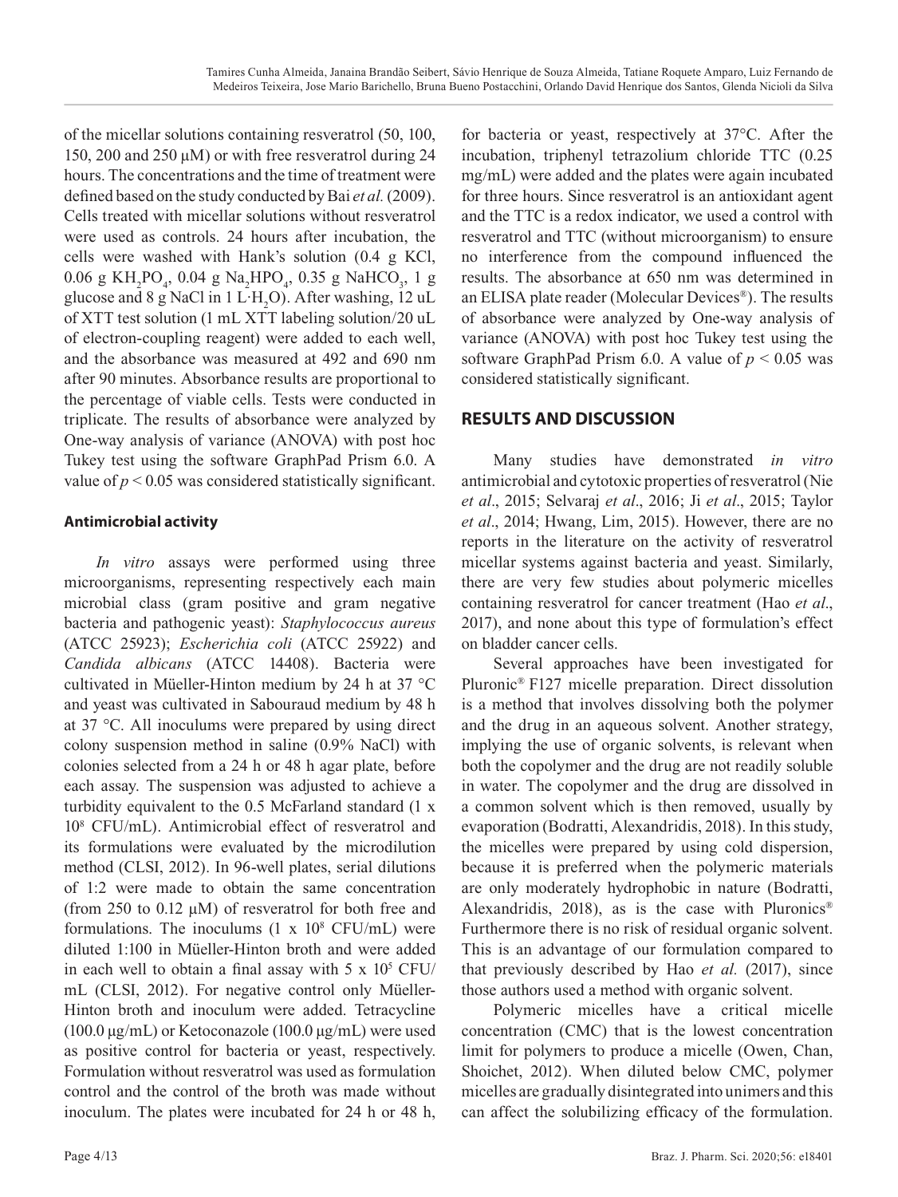of the micellar solutions containing resveratrol (50, 100, 150, 200 and 250 μM) or with free resveratrol during 24 hours. The concentrations and the time of treatment were defined based on the study conducted by Bai *et al.* (2009). Cells treated with micellar solutions without resveratrol were used as controls. 24 hours after incubation, the cells were washed with Hank's solution (0.4 g KCl, 0.06 g $KH_2PO_4$, 0.04 g $Na_2HPO_4$, 0.35 g $NaHCO_3$, 1 g glucose and 8 g NaCl in 1 L·$H_2O$). After washing, 12 uL of XTT test solution (1 mL XTT labeling solution/20 uL of electron-coupling reagent) were added to each well, and the absorbance was measured at 492 and 690 nm after 90 minutes. Absorbance results are proportional to the percentage of viable cells. Tests were conducted in triplicate. The results of absorbance were analyzed by One-way analysis of variance (ANOVA) with post hoc Tukey test using the software GraphPad Prism 6.0. A value of $p < 0.05$ was considered statistically significant.

### Antimicrobial activity

*In vitro* assays were performed using three microorganisms, representing respectively each main microbial class (gram positive and gram negative bacteria and pathogenic yeast): *Staphylococcus aureus* (ATCC 25923); *Escherichia coli* (ATCC 25922) and *Candida albicans* (ATCC 14408). Bacteria were cultivated in Müeller-Hinton medium by 24 h at 37 °C and yeast was cultivated in Sabouraud medium by 48 h at 37 °C. All inoculums were prepared by using direct colony suspension method in saline (0.9% NaCl) with colonies selected from a 24 h or 48 h agar plate, before each assay. The suspension was adjusted to achieve a turbidity equivalent to the 0.5 McFarland standard (1 x $10^8$ CFU/mL). Antimicrobial effect of resveratrol and its formulations were evaluated by the microdilution method (CLSI, 2012). In 96-well plates, serial dilutions of 1:2 were made to obtain the same concentration (from 250 to 0.12 μM) of resveratrol for both free and formulations. The inoculums (1 x $10^8$ CFU/mL) were diluted 1:100 in Müeller-Hinton broth and were added in each well to obtain a final assay with 5 x $10^5$ CFU/mL (CLSI, 2012). For negative control only Müeller-Hinton broth and inoculum were added. Tetracycline (100.0 μg/mL) or Ketoconazole (100.0 μg/mL) were used as positive control for bacteria or yeast, respectively. Formulation without resveratrol was used as formulation control and the control of the broth was made without inoculum. The plates were incubated for 24 h or 48 h, for bacteria or yeast, respectively at 37°C. After the incubation, triphenyl tetrazolium chloride TTC (0.25 mg/mL) were added and the plates were again incubated for three hours. Since resveratrol is an antioxidant agent and the TTC is a redox indicator, we used a control with resveratrol and TTC (without microorganism) to ensure no interference from the compound influenced the results. The absorbance at 650 nm was determined in an ELISA plate reader (Molecular Devices®). The results of absorbance were analyzed by One-way analysis of variance (ANOVA) with post hoc Tukey test using the software GraphPad Prism 6.0. A value of $p < 0.05$ was considered statistically significant.

## RESULTS AND DISCUSSION

Many studies have demonstrated *in vitro* antimicrobial and cytotoxic properties of resveratrol (Nie *et al*., 2015; Selvaraj *et al*., 2016; Ji *et al*., 2015; Taylor *et al*., 2014; Hwang, Lim, 2015). However, there are no reports in the literature on the activity of resveratrol micellar systems against bacteria and yeast. Similarly, there are very few studies about polymeric micelles containing resveratrol for cancer treatment (Hao *et al*., 2017), and none about this type of formulation's effect on bladder cancer cells.

Several approaches have been investigated for Pluronic® F127 micelle preparation. Direct dissolution is a method that involves dissolving both the polymer and the drug in an aqueous solvent. Another strategy, implying the use of organic solvents, is relevant when both the copolymer and the drug are not readily soluble in water. The copolymer and the drug are dissolved in a common solvent which is then removed, usually by evaporation (Bodratti, Alexandridis, 2018). In this study, the micelles were prepared by using cold dispersion, because it is preferred when the polymeric materials are only moderately hydrophobic in nature (Bodratti, Alexandridis, 2018), as is the case with Pluronics® Furthermore there is no risk of residual organic solvent. This is an advantage of our formulation compared to that previously described by Hao *et al.* (2017), since those authors used a method with organic solvent.

Polymeric micelles have a critical micelle concentration (CMC) that is the lowest concentration limit for polymers to produce a micelle (Owen, Chan, Shoichet, 2012). When diluted below CMC, polymer micelles are gradually disintegrated into unimers and this can affect the solubilizing efficacy of the formulation.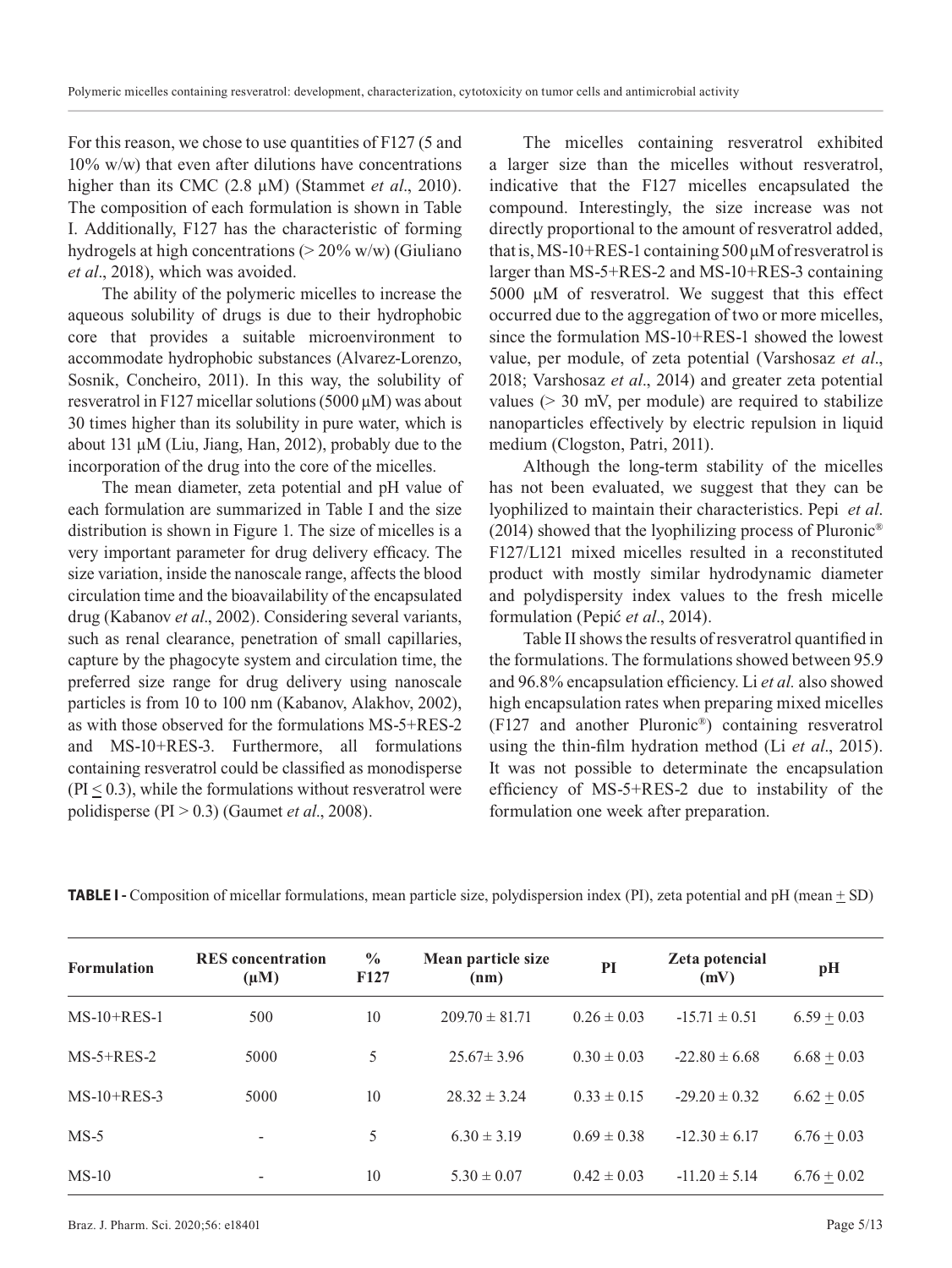For this reason, we chose to use quantities of F127 (5 and 10% w/w) that even after dilutions have concentrations higher than its CMC (2.8 µM) (Stammet *et al*., 2010). The composition of each formulation is shown in Table I. Additionally, F127 has the characteristic of forming hydrogels at high concentrations (> 20% w/w) (Giuliano *et al*., 2018), which was avoided.

The ability of the polymeric micelles to increase the aqueous solubility of drugs is due to their hydrophobic core that provides a suitable microenvironment to accommodate hydrophobic substances (Alvarez-Lorenzo, Sosnik, Concheiro, 2011). In this way, the solubility of resveratrol in F127 micellar solutions (5000 µM) was about 30 times higher than its solubility in pure water, which is about 131 µM (Liu, Jiang, Han, 2012), probably due to the incorporation of the drug into the core of the micelles.

The mean diameter, zeta potential and pH value of each formulation are summarized in Table I and the size distribution is shown in Figure 1. The size of micelles is a very important parameter for drug delivery efficacy. The size variation, inside the nanoscale range, affects the blood circulation time and the bioavailability of the encapsulated drug (Kabanov *et al*., 2002). Considering several variants, such as renal clearance, penetration of small capillaries, capture by the phagocyte system and circulation time, the preferred size range for drug delivery using nanoscale particles is from 10 to 100 nm (Kabanov, Alakhov, 2002), as with those observed for the formulations MS-5+RES-2 and MS-10+RES-3. Furthermore, all formulations containing resveratrol could be classified as monodisperse (PI $\leq$ 0.3), while the formulations without resveratrol were polidisperse (PI > 0.3) (Gaumet *et al*., 2008).

The micelles containing resveratrol exhibited a larger size than the micelles without resveratrol, indicative that the F127 micelles encapsulated the compound. Interestingly, the size increase was not directly proportional to the amount of resveratrol added, that is, MS-10+RES-1 containing 500 µM of resveratrol is larger than MS-5+RES-2 and MS-10+RES-3 containing 5000 µM of resveratrol. We suggest that this effect occurred due to the aggregation of two or more micelles, since the formulation MS-10+RES-1 showed the lowest value, per module, of zeta potential (Varshosaz *et al*., 2018; Varshosaz *et al*., 2014) and greater zeta potential values (> 30 mV, per module) are required to stabilize nanoparticles effectively by electric repulsion in liquid medium (Clogston, Patri, 2011).

Although the long-term stability of the micelles has not been evaluated, we suggest that they can be lyophilized to maintain their characteristics. Pepi *et al*. (2014) showed that the lyophilizing process of Pluronic® F127/L121 mixed micelles resulted in a reconstituted product with mostly similar hydrodynamic diameter and polydispersity index values to the fresh micelle formulation (Pepić *et al*., 2014).

Table II shows the results of resveratrol quantified in the formulations. The formulations showed between 95.9 and 96.8% encapsulation efficiency. Li *et al.* also showed high encapsulation rates when preparing mixed micelles (F127 and another Pluronic®) containing resveratrol using the thin-film hydration method (Li *et al*., 2015). It was not possible to determinate the encapsulation efficiency of MS-5+RES-2 due to instability of the formulation one week after preparation.

**TABLE I -** Composition of micellar formulations, mean particle size, polydispersion index (PI), zeta potential and pH (mean $\pm$ SD)

| Formulation | RES concentration (µM) | % F127 | Mean particle size (nm) | PI | Zeta potencial (mV) | pH |
|---|---|---|---|---|---|---|
| MS-10+RES-1 | 500 | 10 | 209.70 ± 81.71 | 0.26 ± 0.03 | -15.71 ± 0.51 | 6.59 $\pm$ 0.03 |
| MS-5+RES-2 | 5000 | 5 | 25.67± 3.96 | 0.30 ± 0.03 | -22.80 ± 6.68 | 6.68 $\pm$ 0.03 |
| MS-10+RES-3 | 5000 | 10 | 28.32 ± 3.24 | 0.33 ± 0.15 | -29.20 ± 0.32 | 6.62 $\pm$ 0.05 |
| MS-5 | - | 5 | 6.30 ± 3.19 | 0.69 ± 0.38 | -12.30 ± 6.17 | 6.76 $\pm$ 0.03 |
| MS-10 | - | 10 | 5.30 ± 0.07 | 0.42 ± 0.03 | -11.20 ± 5.14 | 6.76 $\pm$ 0.02 |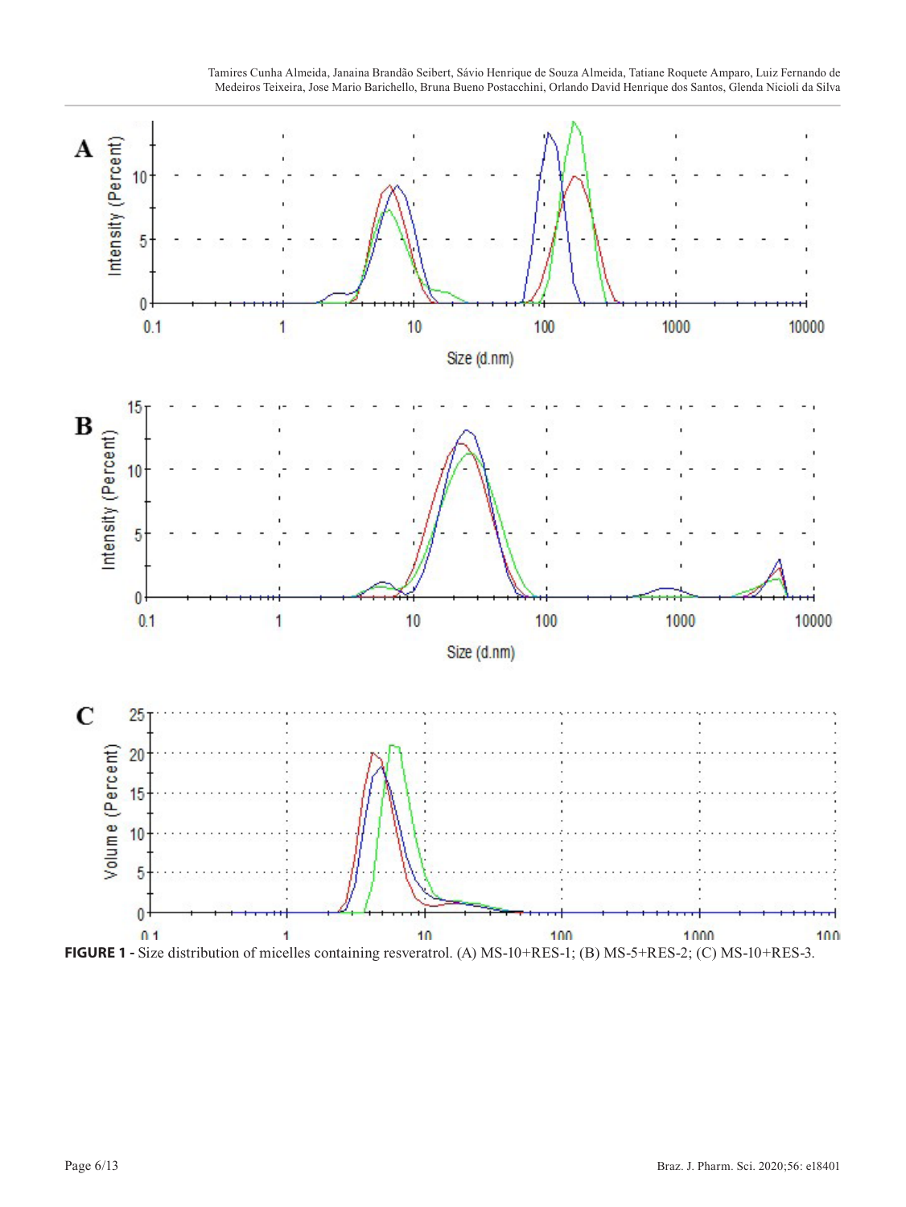**FIGURE 1 -** Size distribution of micelles containing resveratrol. (A) MS-10+RES-1; (B) MS-5+RES-2; (C) MS-10+RES-3.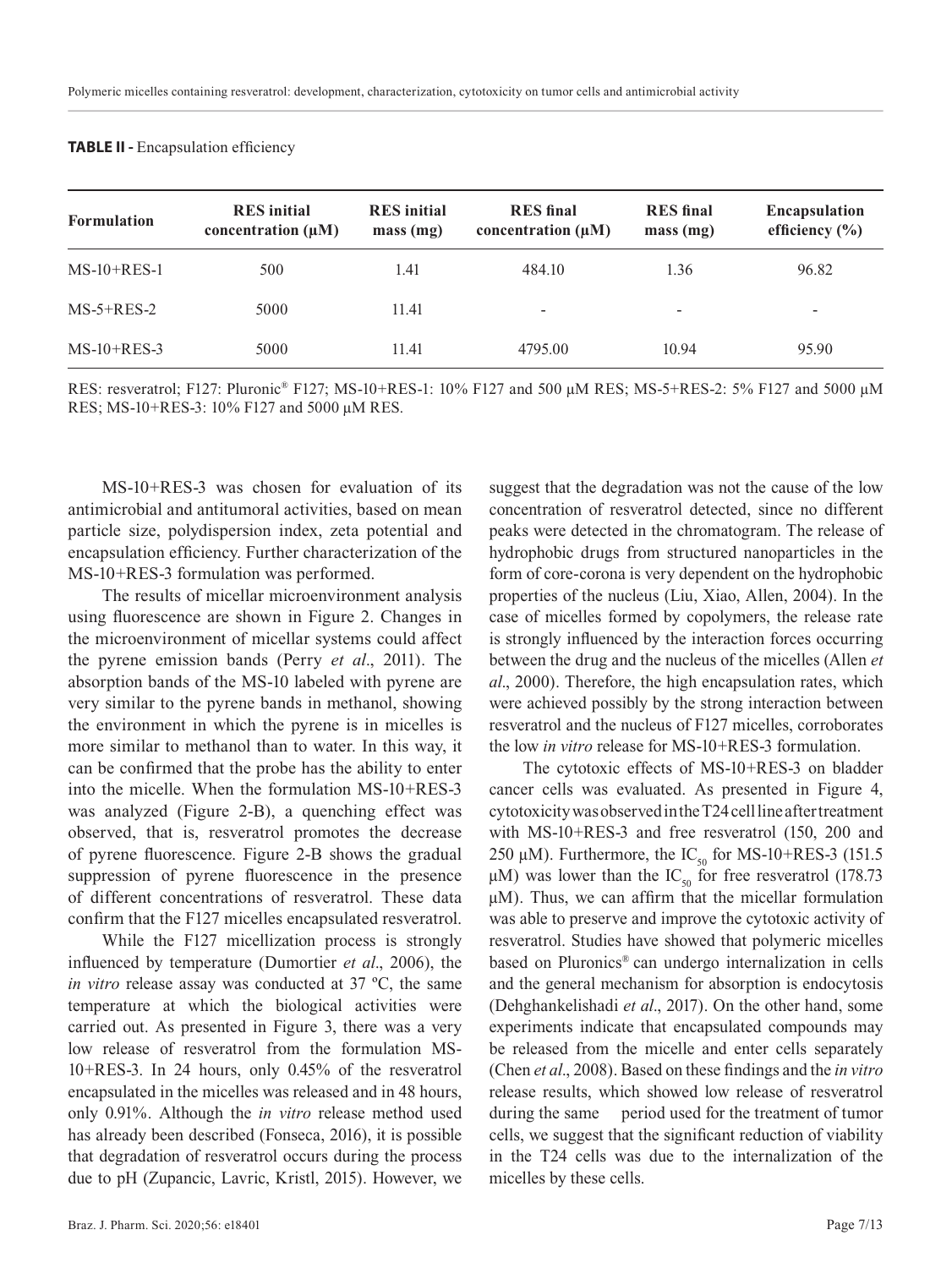**TABLE II -** Encapsulation efficiency

| Formulation | RES initial concentration (μM) | RES initial mass (mg) | RES final concentration (μM) | RES final mass (mg) | Encapsulation efficiency (%) |
|---|---|---|---|---|---|
| MS-10+RES-1 | 500 | 1.41 | 484.10 | 1.36 | 96.82 |
| MS-5+RES-2 | 5000 | 11.41 | - | - | - |
| MS-10+RES-3 | 5000 | 11.41 | 4795.00 | 10.94 | 95.90 |

RES: resveratrol; F127: Pluronic® F127; MS-10+RES-1: 10% F127 and 500 μM RES; MS-5+RES-2: 5% F127 and 5000 μM RES; MS-10+RES-3: 10% F127 and 5000 μM RES.

MS-10+RES-3 was chosen for evaluation of its antimicrobial and antitumoral activities, based on mean particle size, polydispersion index, zeta potential and encapsulation efficiency. Further characterization of the MS-10+RES-3 formulation was performed.

The results of micellar microenvironment analysis using fluorescence are shown in Figure 2. Changes in the microenvironment of micellar systems could affect the pyrene emission bands (Perry *et al*., 2011). The absorption bands of the MS-10 labeled with pyrene are very similar to the pyrene bands in methanol, showing the environment in which the pyrene is in micelles is more similar to methanol than to water. In this way, it can be confirmed that the probe has the ability to enter into the micelle. When the formulation MS-10+RES-3 was analyzed (Figure 2-B), a quenching effect was observed, that is, resveratrol promotes the decrease of pyrene fluorescence. Figure 2-B shows the gradual suppression of pyrene fluorescence in the presence of different concentrations of resveratrol. These data confirm that the F127 micelles encapsulated resveratrol.

While the F127 micellization process is strongly influenced by temperature (Dumortier *et al*., 2006), the *in vitro* release assay was conducted at 37 ºC, the same temperature at which the biological activities were carried out. As presented in Figure 3, there was a very low release of resveratrol from the formulation MS-10+RES-3. In 24 hours, only 0.45% of the resveratrol encapsulated in the micelles was released and in 48 hours, only 0.91%. Although the *in vitro* release method used has already been described (Fonseca, 2016), it is possible that degradation of resveratrol occurs during the process due to pH (Zupancic, Lavric, Kristl, 2015). However, we suggest that the degradation was not the cause of the low concentration of resveratrol detected, since no different peaks were detected in the chromatogram. The release of hydrophobic drugs from structured nanoparticles in the form of core-corona is very dependent on the hydrophobic properties of the nucleus (Liu, Xiao, Allen, 2004). In the case of micelles formed by copolymers, the release rate is strongly influenced by the interaction forces occurring between the drug and the nucleus of the micelles (Allen *et al*., 2000). Therefore, the high encapsulation rates, which were achieved possibly by the strong interaction between resveratrol and the nucleus of F127 micelles, corroborates the low *in vitro* release for MS-10+RES-3 formulation.

The cytotoxic effects of MS-10+RES-3 on bladder cancer cells was evaluated. As presented in Figure 4, cytotoxicity was observed in the T24 cell line after treatment with MS-10+RES-3 and free resveratrol (150, 200 and 250 μM). Furthermore, the $IC_{50}$ for MS-10+RES-3 (151.5 μM) was lower than the $IC_{50}$ for free resveratrol (178.73 μM). Thus, we can affirm that the micellar formulation was able to preserve and improve the cytotoxic activity of resveratrol. Studies have showed that polymeric micelles based on Pluronics® can undergo internalization in cells and the general mechanism for absorption is endocytosis (Dehghankelishadi *et al*., 2017). On the other hand, some experiments indicate that encapsulated compounds may be released from the micelle and enter cells separately (Chen *et al*., 2008). Based on these findings and the *in vitro* release results, which showed low release of resveratrol during the same period used for the treatment of tumor cells, we suggest that the significant reduction of viability in the T24 cells was due to the internalization of the micelles by these cells.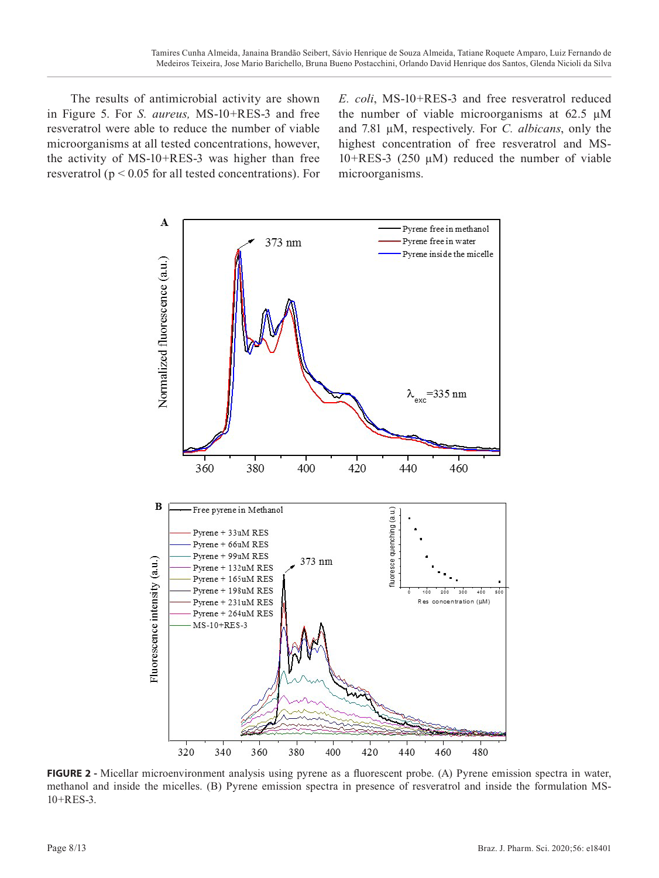The results of antimicrobial activity are shown in Figure 5. For *S. aureus,* MS-10+RES-3 and free resveratrol were able to reduce the number of viable microorganisms at all tested concentrations, however, the activity of MS-10+RES-3 was higher than free resveratrol ($p < 0.05$ for all tested concentrations). For *E. coli*, MS-10+RES-3 and free resveratrol reduced the number of viable microorganisms at 62.5 µM and 7.81 µM, respectively. For *C. albicans*, only the highest concentration of free resveratrol and MS-10+RES-3 (250 µM) reduced the number of viable microorganisms.

**FIGURE 2 -** Micellar microenvironment analysis using pyrene as a fluorescent probe. (A) Pyrene emission spectra in water, methanol and inside the micelles. (B) Pyrene emission spectra in presence of resveratrol and inside the formulation MS-10+RES-3.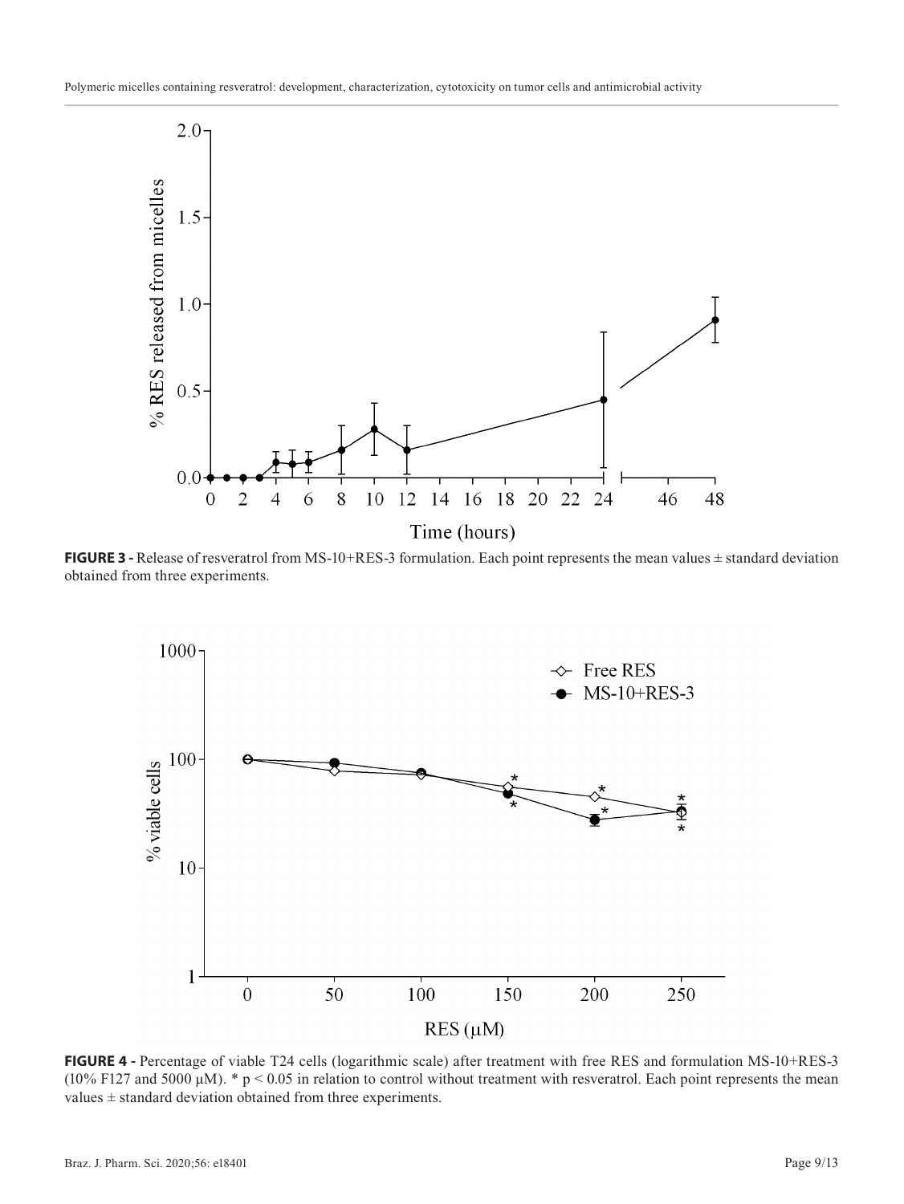**FIGURE 3 -** Release of resveratrol from MS-10+RES-3 formulation. Each point represents the mean values ± standard deviation obtained from three experiments.

**FIGURE 4 -** Percentage of viable T24 cells (logarithmic scale) after treatment with free RES and formulation MS-10+RES-3 (10% F127 and 5000 μM). * $p < 0.05$ in relation to control without treatment with resveratrol. Each point represents the mean values ± standard deviation obtained from three experiments.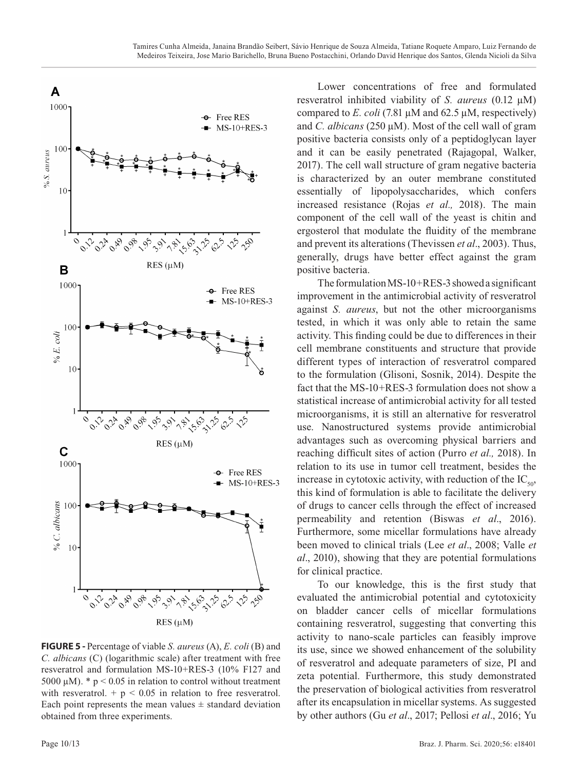**FIGURE 5 -** Percentage of viable *S. aureus* (A), *E. coli* (B) and *C. albicans* (C) (logarithmic scale) after treatment with free resveratrol and formulation MS-10+RES-3 (10% F127 and 5000 μM). * $p < 0.05$ in relation to control without treatment with resveratrol. + $p < 0.05$ in relation to free resveratrol. Each point represents the mean values ± standard deviation obtained from three experiments.

Lower concentrations of free and formulated resveratrol inhibited viability of *S. aureus* (0.12 μM) compared to *E. coli* (7.81 μM and 62.5 μM, respectively) and *C. albicans* (250 μM). Most of the cell wall of gram positive bacteria consists only of a peptidoglycan layer and it can be easily penetrated (Rajagopal, Walker, 2017). The cell wall structure of gram negative bacteria is characterized by an outer membrane constituted essentially of lipopolysaccharides, which confers increased resistance (Rojas *et al.,* 2018). The main component of the cell wall of the yeast is chitin and ergosterol that modulate the fluidity of the membrane and prevent its alterations (Thevissen *et al*., 2003). Thus, generally, drugs have better effect against the gram positive bacteria.

The formulation MS-10+RES-3 showed a significant improvement in the antimicrobial activity of resveratrol against *S. aureus*, but not the other microorganisms tested, in which it was only able to retain the same activity. This finding could be due to differences in their cell membrane constituents and structure that provide different types of interaction of resveratrol compared to the formulation (Glisoni, Sosnik, 2014). Despite the fact that the MS-10+RES-3 formulation does not show a statistical increase of antimicrobial activity for all tested microorganisms, it is still an alternative for resveratrol use. Nanostructured systems provide antimicrobial advantages such as overcoming physical barriers and reaching difficult sites of action (Purro *et al.,* 2018). In relation to its use in tumor cell treatment, besides the increase in cytotoxic activity, with reduction of the $IC_{50}$, this kind of formulation is able to facilitate the delivery of drugs to cancer cells through the effect of increased permeability and retention (Biswas *et al*., 2016). Furthermore, some micellar formulations have already been moved to clinical trials (Lee *et al*., 2008; Valle *et al*., 2010), showing that they are potential formulations for clinical practice.

To our knowledge, this is the first study that evaluated the antimicrobial potential and cytotoxicity on bladder cancer cells of micellar formulations containing resveratrol, suggesting that converting this activity to nano-scale particles can feasibly improve its use, since we showed enhancement of the solubility of resveratrol and adequate parameters of size, PI and zeta potential. Furthermore, this study demonstrated the preservation of biological activities from resveratrol after its encapsulation in micellar systems. As suggested by other authors (Gu *et al*., 2017; Pellosi *et al*., 2016; Yu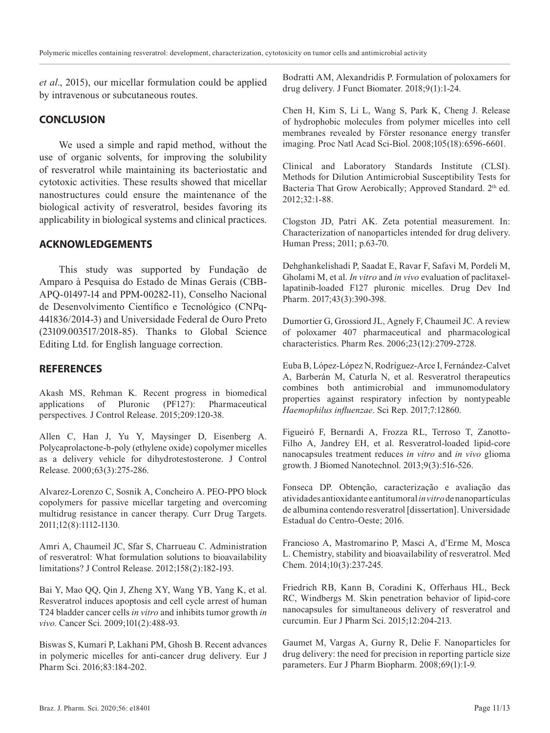*et al*., 2015), our micellar formulation could be applied by intravenous or subcutaneous routes.

## CONCLUSION

We used a simple and rapid method, without the use of organic solvents, for improving the solubility of resveratrol while maintaining its bacteriostatic and cytotoxic activities. These results showed that micellar nanostructures could ensure the maintenance of the biological activity of resveratrol, besides favoring its applicability in biological systems and clinical practices.

## ACKNOWLEDGEMENTS

This study was supported by Fundação de Amparo à Pesquisa do Estado de Minas Gerais (CBB-APQ-01497-14 and PPM-00282-11), Conselho Nacional de Desenvolvimento Científico e Tecnológico (CNPq-441836/2014-3) and Universidade Federal de Ouro Preto (23109.003517/2018-85). Thanks to Global Science Editing Ltd. for English language correction.

## REFERENCES

Akash MS, Rehman K. Recent progress in biomedical applications of Pluronic (PF127): Pharmaceutical perspectives. J Control Release. 2015;209:120-38.

Allen C, Han J, Yu Y, Maysinger D, Eisenberg A. Polycaprolactone-b-poly (ethylene oxide) copolymer micelles as a delivery vehicle for dihydrotestosterone. J Control Release. 2000;63(3):275-286.

Alvarez-Lorenzo C, Sosnik A, Concheiro A. PEO-PPO block copolymers for passive micellar targeting and overcoming multidrug resistance in cancer therapy. Curr Drug Targets. 2011;12(8):1112-1130.

Amri A, Chaumeil JC, Sfar S, Charrueau C. Administration of resveratrol: What formulation solutions to bioavailability limitations? J Control Release. 2012;158(2):182-193.

Bai Y, Mao QQ, Qin J, Zheng XY, Wang YB, Yang K, et al. Resveratrol induces apoptosis and cell cycle arrest of human T24 bladder cancer cells *in vitro* and inhibits tumor growth *in vivo*. Cancer Sci. 2009;101(2):488-93.

Biswas S, Kumari P, Lakhani PM, Ghosh B. Recent advances in polymeric micelles for anti-cancer drug delivery. Eur J Pharm Sci. 2016;83:184-202.

Bodratti AM, Alexandridis P. Formulation of poloxamers for drug delivery. J Funct Biomater. 2018;9(1):1-24.

Chen H, Kim S, Li L, Wang S, Park K, Cheng J. Release of hydrophobic molecules from polymer micelles into cell membranes revealed by Förster resonance energy transfer imaging. Proc Natl Acad Sci-Biol. 2008;105(18):6596-6601.

Clinical and Laboratory Standards Institute (CLSI). Methods for Dilution Antimicrobial Susceptibility Tests for Bacteria That Grow Aerobically; Approved Standard. 2th ed. 2012;32:1-88.

Clogston JD, Patri AK. Zeta potential measurement. In: Characterization of nanoparticles intended for drug delivery. Human Press; 2011; p.63-70.

Dehghankelishadi P, Saadat E, Ravar F, Safavi M, Pordeli M, Gholami M, et al. *In vitro* and *in vivo* evaluation of paclitaxel-lapatinib-loaded F127 pluronic micelles. Drug Dev Ind Pharm. 2017;43(3):390-398.

Dumortier G, Grossiord JL, Agnely F, Chaumeil JC. A review of poloxamer 407 pharmaceutical and pharmacological characteristics. Pharm Res. 2006;23(12):2709-2728.

Euba B, López-López N, Rodríguez-Arce I, Fernández-Calvet A, Barberán M, Caturla N, et al. Resveratrol therapeutics combines both antimicrobial and immunomodulatory properties against respiratory infection by nontypeable *Haemophilus influenzae*. Sci Rep. 2017;7:12860.

Figueiró F, Bernardi A, Frozza RL, Terroso T, Zanotto-Filho A, Jandrey EH, et al. Resveratrol-loaded lipid-core nanocapsules treatment reduces *in vitro* and *in vivo* glioma growth. J Biomed Nanotechnol. 2013;9(3):516-526.

Fonseca DP. Obtenção, caracterização e avaliação das atividades antioxidante e antitumoral *in vitro* de nanopartículas de albumina contendo resveratrol [dissertation]. Universidade Estadual do Centro-Oeste; 2016.

Francioso A, Mastromarino P, Masci A, d'Erme M, Mosca L. Chemistry, stability and bioavailability of resveratrol. Med Chem. 2014;10(3):237-245.

Friedrich RB, Kann B, Coradini K, Offerhaus HL, Beck RC, Windbergs M. Skin penetration behavior of lipid-core nanocapsules for simultaneous delivery of resveratrol and curcumin. Eur J Pharm Sci. 2015;12:204-213.

Gaumet M, Vargas A, Gurny R, Delie F. Nanoparticles for drug delivery: the need for precision in reporting particle size parameters. Eur J Pharm Biopharm. 2008;69(1):1-9.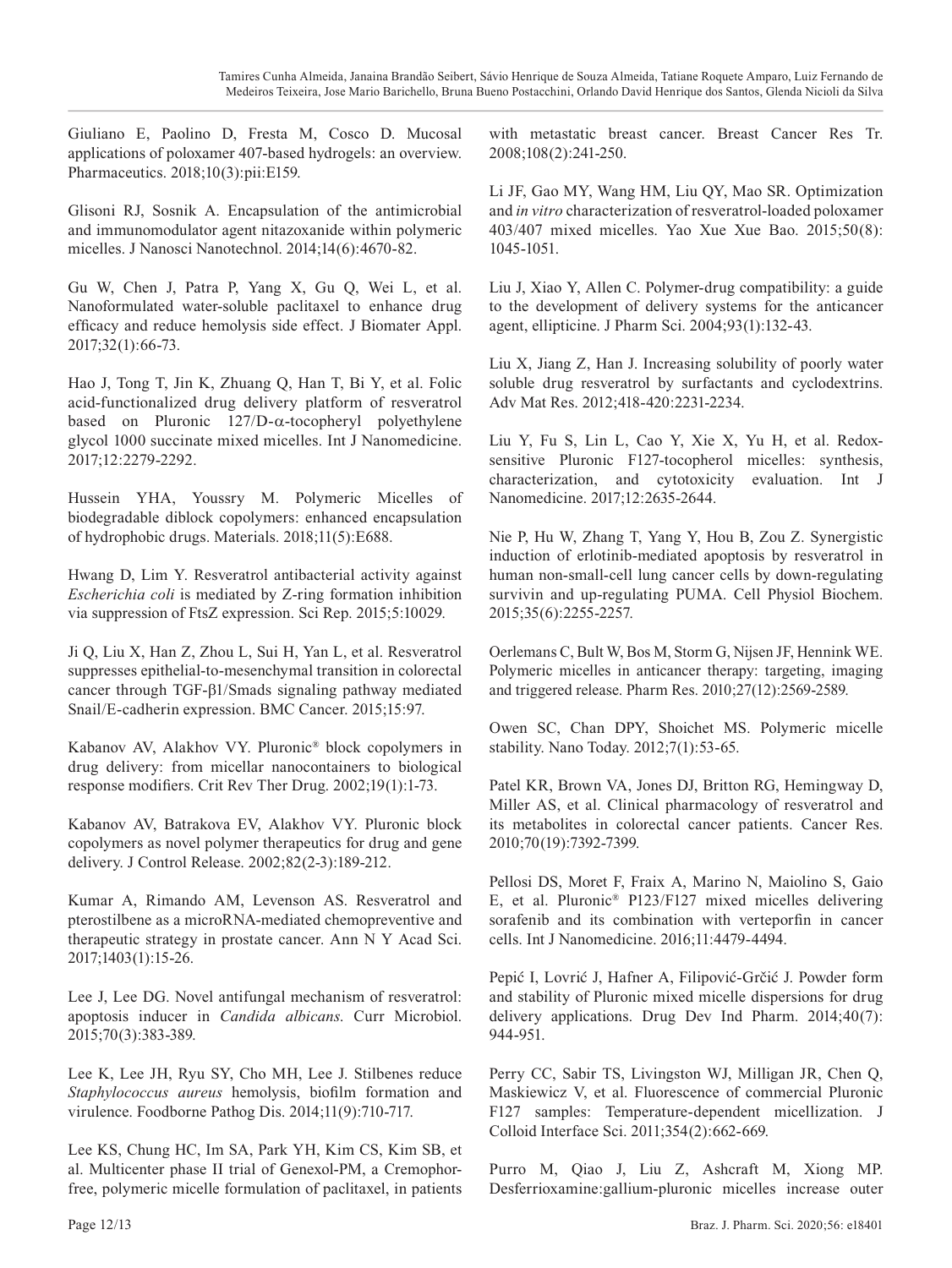Giuliano E, Paolino D, Fresta M, Cosco D. Mucosal applications of poloxamer 407-based hydrogels: an overview. Pharmaceutics. 2018;10(3):pii:E159.

Glisoni RJ, Sosnik A. Encapsulation of the antimicrobial and immunomodulator agent nitazoxanide within polymeric micelles. J Nanosci Nanotechnol. 2014;14(6):4670-82.

Gu W, Chen J, Patra P, Yang X, Gu Q, Wei L, et al. Nanoformulated water-soluble paclitaxel to enhance drug efficacy and reduce hemolysis side effect. J Biomater Appl. 2017;32(1):66-73.

Hao J, Tong T, Jin K, Zhuang Q, Han T, Bi Y, et al. Folic acid-functionalized drug delivery platform of resveratrol based on Pluronic 127/D-α-tocopheryl polyethylene glycol 1000 succinate mixed micelles. Int J Nanomedicine. 2017;12:2279-2292.

Hussein YHA, Youssry M. Polymeric Micelles of biodegradable diblock copolymers: enhanced encapsulation of hydrophobic drugs. Materials. 2018;11(5):E688.

Hwang D, Lim Y. Resveratrol antibacterial activity against *Escherichia coli* is mediated by Z-ring formation inhibition via suppression of FtsZ expression. Sci Rep. 2015;5:10029.

Ji Q, Liu X, Han Z, Zhou L, Sui H, Yan L, et al. Resveratrol suppresses epithelial-to-mesenchymal transition in colorectal cancer through TGF-β1/Smads signaling pathway mediated Snail/E-cadherin expression. BMC Cancer. 2015;15:97.

Kabanov AV, Alakhov VY. Pluronic® block copolymers in drug delivery: from micellar nanocontainers to biological response modifiers. Crit Rev Ther Drug. 2002;19(1):1-73.

Kabanov AV, Batrakova EV, Alakhov VY. Pluronic block copolymers as novel polymer therapeutics for drug and gene delivery. J Control Release. 2002;82(2-3):189-212.

Kumar A, Rimando AM, Levenson AS. Resveratrol and pterostilbene as a microRNA-mediated chemopreventive and therapeutic strategy in prostate cancer. Ann N Y Acad Sci. 2017;1403(1):15-26.

Lee J, Lee DG. Novel antifungal mechanism of resveratrol: apoptosis inducer in *Candida albicans*. Curr Microbiol. 2015;70(3):383-389.

Lee K, Lee JH, Ryu SY, Cho MH, Lee J. Stilbenes reduce *Staphylococcus aureus* hemolysis, biofilm formation and virulence. Foodborne Pathog Dis. 2014;11(9):710-717.

Lee KS, Chung HC, Im SA, Park YH, Kim CS, Kim SB, et al. Multicenter phase II trial of Genexol-PM, a Cremophor-free, polymeric micelle formulation of paclitaxel, in patients with metastatic breast cancer. Breast Cancer Res Tr. 2008;108(2):241-250.

Li JF, Gao MY, Wang HM, Liu QY, Mao SR. Optimization and *in vitro* characterization of resveratrol-loaded poloxamer 403/407 mixed micelles. Yao Xue Xue Bao. 2015;50(8): 1045-1051.

Liu J, Xiao Y, Allen C. Polymer-drug compatibility: a guide to the development of delivery systems for the anticancer agent, ellipticine. J Pharm Sci. 2004;93(1):132-43.

Liu X, Jiang Z, Han J. Increasing solubility of poorly water soluble drug resveratrol by surfactants and cyclodextrins. Adv Mat Res. 2012;418-420:2231-2234.

Liu Y, Fu S, Lin L, Cao Y, Xie X, Yu H, et al. Redox-sensitive Pluronic F127-tocopherol micelles: synthesis, characterization, and cytotoxicity evaluation. Int J Nanomedicine. 2017;12:2635-2644.

Nie P, Hu W, Zhang T, Yang Y, Hou B, Zou Z. Synergistic induction of erlotinib-mediated apoptosis by resveratrol in human non-small-cell lung cancer cells by down-regulating survivin and up-regulating PUMA. Cell Physiol Biochem. 2015;35(6):2255-2257.

Oerlemans C, Bult W, Bos M, Storm G, Nijsen JF, Hennink WE. Polymeric micelles in anticancer therapy: targeting, imaging and triggered release. Pharm Res. 2010;27(12):2569-2589.

Owen SC, Chan DPY, Shoichet MS. Polymeric micelle stability. Nano Today. 2012;7(1):53-65.

Patel KR, Brown VA, Jones DJ, Britton RG, Hemingway D, Miller AS, et al. Clinical pharmacology of resveratrol and its metabolites in colorectal cancer patients. Cancer Res. 2010;70(19):7392-7399.

Pellosi DS, Moret F, Fraix A, Marino N, Maiolino S, Gaio E, et al. Pluronic® P123/F127 mixed micelles delivering sorafenib and its combination with verteporfin in cancer cells. Int J Nanomedicine. 2016;11:4479-4494.

Pepić I, Lovrić J, Hafner A, Filipović-Grčić J. Powder form and stability of Pluronic mixed micelle dispersions for drug delivery applications. Drug Dev Ind Pharm. 2014;40(7): 944-951.

Perry CC, Sabir TS, Livingston WJ, Milligan JR, Chen Q, Maskiewicz V, et al. Fluorescence of commercial Pluronic F127 samples: Temperature-dependent micellization. J Colloid Interface Sci. 2011;354(2):662-669.

Purro M, Qiao J, Liu Z, Ashcraft M, Xiong MP. Desferrioxamine:gallium-pluronic micelles increase outer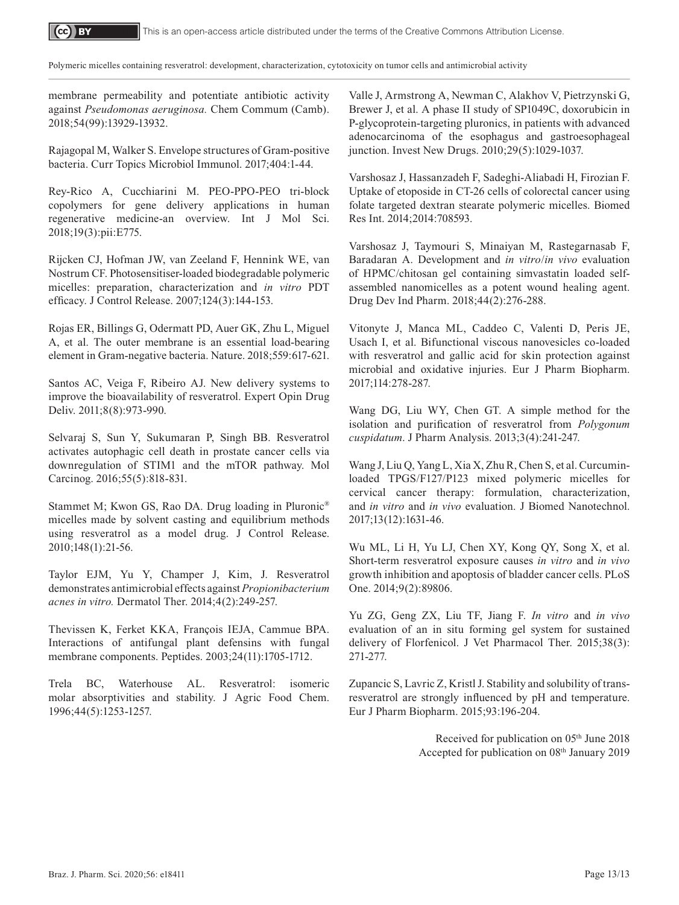membrane permeability and potentiate antibiotic activity against *Pseudomonas aeruginosa.* Chem Commum (Camb). 2018;54(99):13929-13932.

Rajagopal M, Walker S. Envelope structures of Gram-positive bacteria. Curr Topics Microbiol Immunol. 2017;404:1-44.

Rey-Rico A, Cucchiarini M. PEO-PPO-PEO tri-block copolymers for gene delivery applications in human regenerative medicine-an overview. Int J Mol Sci. 2018;19(3):pii:E775.

Rijcken CJ, Hofman JW, van Zeeland F, Hennink WE, van Nostrum CF. Photosensitiser-loaded biodegradable polymeric micelles: preparation, characterization and *in vitro* PDT efficacy. J Control Release. 2007;124(3):144-153.

Rojas ER, Billings G, Odermatt PD, Auer GK, Zhu L, Miguel A, et al. The outer membrane is an essential load-bearing element in Gram-negative bacteria. Nature. 2018;559:617-621.

Santos AC, Veiga F, Ribeiro AJ. New delivery systems to improve the bioavailability of resveratrol. Expert Opin Drug Deliv. 2011;8(8):973-990.

Selvaraj S, Sun Y, Sukumaran P, Singh BB. Resveratrol activates autophagic cell death in prostate cancer cells via downregulation of STIM1 and the mTOR pathway. Mol Carcinog. 2016;55(5):818-831.

Stammet M; Kwon GS, Rao DA. Drug loading in Pluronic® micelles made by solvent casting and equilibrium methods using resveratrol as a model drug. J Control Release. 2010;148(1):21-56.

Taylor EJM, Yu Y, Champer J, Kim, J. Resveratrol demonstrates antimicrobial effects against *Propionibacterium acnes in vitro.* Dermatol Ther. 2014;4(2):249-257.

Thevissen K, Ferket KKA, François IEJA, Cammue BPA. Interactions of antifungal plant defensins with fungal membrane components. Peptides. 2003;24(11):1705-1712.

Trela BC, Waterhouse AL. Resveratrol: isomeric molar absorptivities and stability. J Agric Food Chem. 1996;44(5):1253-1257.

Valle J, Armstrong A, Newman C, Alakhov V, Pietrzynski G, Brewer J, et al. A phase II study of SP1049C, doxorubicin in P-glycoprotein-targeting pluronics, in patients with advanced adenocarcinoma of the esophagus and gastroesophageal junction. Invest New Drugs. 2010;29(5):1029-1037.

Varshosaz J, Hassanzadeh F, Sadeghi-Aliabadi H, Firozian F. Uptake of etoposide in CT-26 cells of colorectal cancer using folate targeted dextran stearate polymeric micelles. Biomed Res Int. 2014;2014:708593.

Varshosaz J, Taymouri S, Minaiyan M, Rastegarnasab F, Baradaran A. Development and *in vitro*/*in vivo* evaluation of HPMC/chitosan gel containing simvastatin loaded self-assembled nanomicelles as a potent wound healing agent. Drug Dev Ind Pharm. 2018;44(2):276-288.

Vitonyte J, Manca ML, Caddeo C, Valenti D, Peris JE, Usach I, et al. Bifunctional viscous nanovesicles co-loaded with resveratrol and gallic acid for skin protection against microbial and oxidative injuries. Eur J Pharm Biopharm. 2017;114:278-287.

Wang DG, Liu WY, Chen GT. A simple method for the isolation and purification of resveratrol from *Polygonum cuspidatum*. J Pharm Analysis. 2013;3(4):241-247.

Wang J, Liu Q, Yang L, Xia X, Zhu R, Chen S, et al. Curcumin-loaded TPGS/F127/P123 mixed polymeric micelles for cervical cancer therapy: formulation, characterization, and *in vitro* and *in vivo* evaluation. J Biomed Nanotechnol. 2017;13(12):1631-46.

Wu ML, Li H, Yu LJ, Chen XY, Kong QY, Song X, et al. Short-term resveratrol exposure causes *in vitro* and *in vivo* growth inhibition and apoptosis of bladder cancer cells. PLoS One. 2014;9(2):89806.

Yu ZG, Geng ZX, Liu TF, Jiang F. *In vitro* and *in vivo* evaluation of an in situ forming gel system for sustained delivery of Florfenicol. J Vet Pharmacol Ther. 2015;38(3): 271-277.

Zupancic S, Lavric Z, Kristl J. Stability and solubility of trans-resveratrol are strongly influenced by pH and temperature. Eur J Pharm Biopharm. 2015;93:196-204.

Received for publication on 05th June 2018
Accepted for publication on 08th January 2019